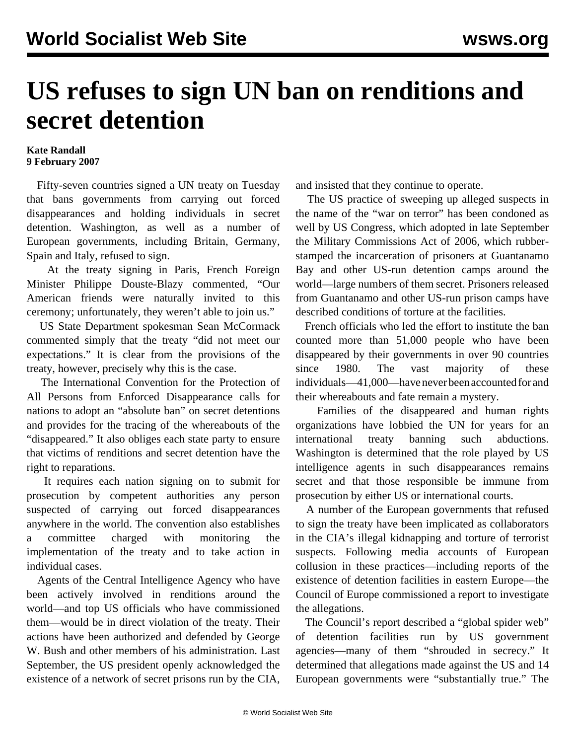# US refuses to sign UN ban on renditions and secret detention

**Kate Randall**
**9 February 2007**

Fifty-seven countries signed a UN treaty on Tuesday that bans governments from carrying out forced disappearances and holding individuals in secret detention. Washington, as well as a number of European governments, including Britain, Germany, Spain and Italy, refused to sign.

At the treaty signing in Paris, French Foreign Minister Philippe Douste-Blazy commented, "Our American friends were naturally invited to this ceremony; unfortunately, they weren't able to join us."

US State Department spokesman Sean McCormack commented simply that the treaty "did not meet our expectations." It is clear from the provisions of the treaty, however, precisely why this is the case.

The International Convention for the Protection of All Persons from Enforced Disappearance calls for nations to adopt an "absolute ban" on secret detentions and provides for the tracing of the whereabouts of the "disappeared." It also obliges each state party to ensure that victims of renditions and secret detention have the right to reparations.

It requires each nation signing on to submit for prosecution by competent authorities any person suspected of carrying out forced disappearances anywhere in the world. The convention also establishes a committee charged with monitoring the implementation of the treaty and to take action in individual cases.

Agents of the Central Intelligence Agency who have been actively involved in renditions around the world—and top US officials who have commissioned them—would be in direct violation of the treaty. Their actions have been authorized and defended by George W. Bush and other members of his administration. Last September, the US president openly acknowledged the existence of a network of secret prisons run by the CIA, and insisted that they continue to operate.

The US practice of sweeping up alleged suspects in the name of the "war on terror" has been condoned as well by US Congress, which adopted in late September the Military Commissions Act of 2006, which rubber-stamped the incarceration of prisoners at Guantanamo Bay and other US-run detention camps around the world—large numbers of them secret. Prisoners released from Guantanamo and other US-run prison camps have described conditions of torture at the facilities.

French officials who led the effort to institute the ban counted more than 51,000 people who have been disappeared by their governments in over 90 countries since 1980. The vast majority of these individuals—41,000—have never been accounted for and their whereabouts and fate remain a mystery.

Families of the disappeared and human rights organizations have lobbied the UN for years for an international treaty banning such abductions. Washington is determined that the role played by US intelligence agents in such disappearances remains secret and that those responsible be immune from prosecution by either US or international courts.

A number of the European governments that refused to sign the treaty have been implicated as collaborators in the CIA's illegal kidnapping and torture of terrorist suspects. Following media accounts of European collusion in these practices—including reports of the existence of detention facilities in eastern Europe—the Council of Europe commissioned a report to investigate the allegations.

The Council's report described a "global spider web" of detention facilities run by US government agencies—many of them "shrouded in secrecy." It determined that allegations made against the US and 14 European governments were "substantially true." The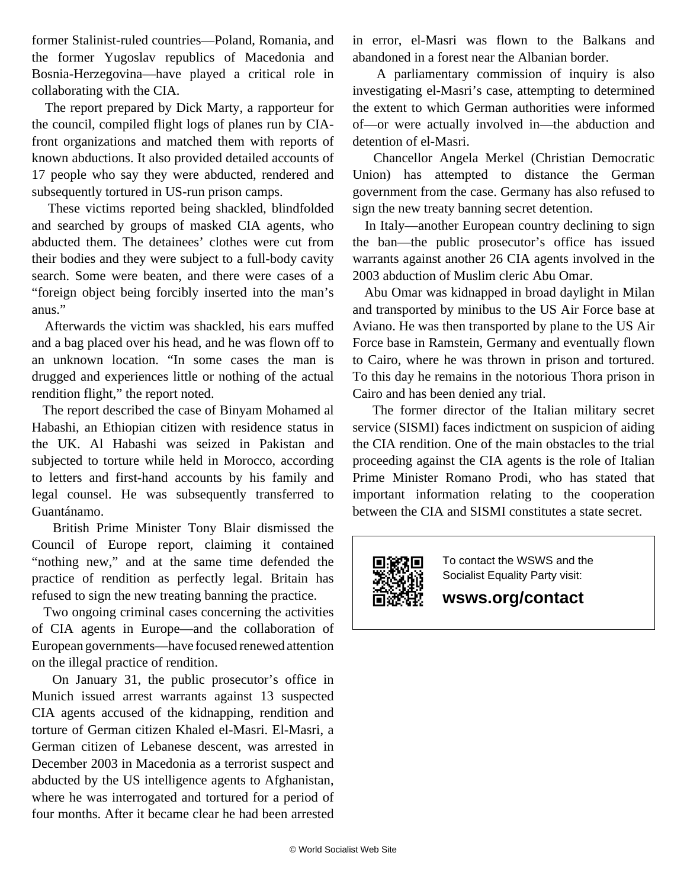former Stalinist-ruled countries—Poland, Romania, and the former Yugoslav republics of Macedonia and Bosnia-Herzegovina—have played a critical role in collaborating with the CIA.

The report prepared by Dick Marty, a rapporteur for the council, compiled flight logs of planes run by CIA-front organizations and matched them with reports of known abductions. It also provided detailed accounts of 17 people who say they were abducted, rendered and subsequently tortured in US-run prison camps.

These victims reported being shackled, blindfolded and searched by groups of masked CIA agents, who abducted them. The detainees' clothes were cut from their bodies and they were subject to a full-body cavity search. Some were beaten, and there were cases of a "foreign object being forcibly inserted into the man's anus."

Afterwards the victim was shackled, his ears muffed and a bag placed over his head, and he was flown off to an unknown location. "In some cases the man is drugged and experiences little or nothing of the actual rendition flight," the report noted.

The report described the case of Binyam Mohamed al Habashi, an Ethiopian citizen with residence status in the UK. Al Habashi was seized in Pakistan and subjected to torture while held in Morocco, according to letters and first-hand accounts by his family and legal counsel. He was subsequently transferred to Guantánamo.

British Prime Minister Tony Blair dismissed the Council of Europe report, claiming it contained "nothing new," and at the same time defended the practice of rendition as perfectly legal. Britain has refused to sign the new treating banning the practice.

Two ongoing criminal cases concerning the activities of CIA agents in Europe—and the collaboration of European governments—have focused renewed attention on the illegal practice of rendition.

On January 31, the public prosecutor's office in Munich issued arrest warrants against 13 suspected CIA agents accused of the kidnapping, rendition and torture of German citizen Khaled el-Masri. El-Masri, a German citizen of Lebanese descent, was arrested in December 2003 in Macedonia as a terrorist suspect and abducted by the US intelligence agents to Afghanistan, where he was interrogated and tortured for a period of four months. After it became clear he had been arrested in error, el-Masri was flown to the Balkans and abandoned in a forest near the Albanian border.

A parliamentary commission of inquiry is also investigating el-Masri's case, attempting to determined the extent to which German authorities were informed of—or were actually involved in—the abduction and detention of el-Masri.

Chancellor Angela Merkel (Christian Democratic Union) has attempted to distance the German government from the case. Germany has also refused to sign the new treaty banning secret detention.

In Italy—another European country declining to sign the ban—the public prosecutor's office has issued warrants against another 26 CIA agents involved in the 2003 abduction of Muslim cleric Abu Omar.

Abu Omar was kidnapped in broad daylight in Milan and transported by minibus to the US Air Force base at Aviano. He was then transported by plane to the US Air Force base in Ramstein, Germany and eventually flown to Cairo, where he was thrown in prison and tortured. To this day he remains in the notorious Thora prison in Cairo and has been denied any trial.

The former director of the Italian military secret service (SISMI) faces indictment on suspicion of aiding the CIA rendition. One of the main obstacles to the trial proceeding against the CIA agents is the role of Italian Prime Minister Romano Prodi, who has stated that important information relating to the cooperation between the CIA and SISMI constitutes a state secret.

To contact the WSWS and the Socialist Equality Party visit:

**wsws.org/contact**